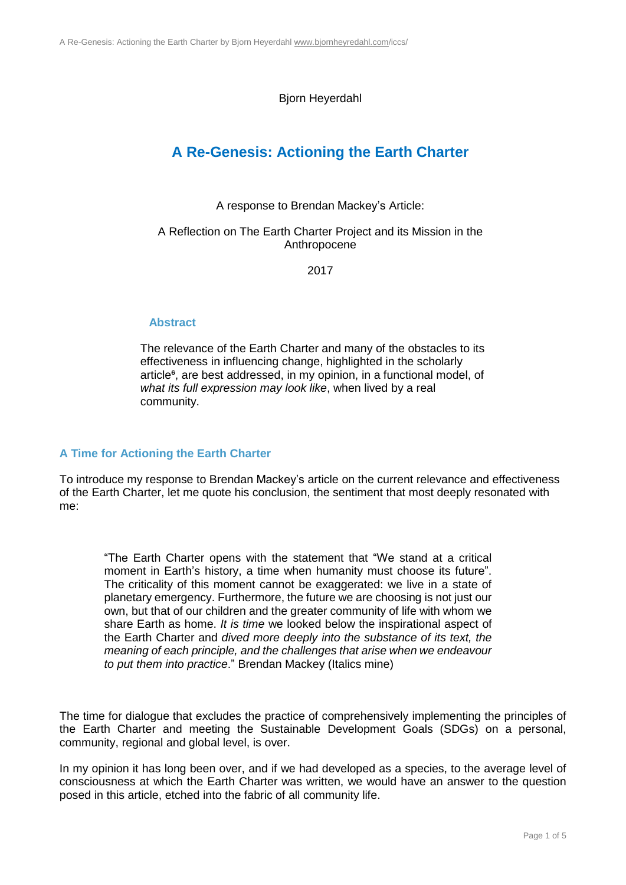Bjorn Heyerdahl

# A Re-Genesis: Actioning the Earth Charter

A response to Brendan Mackey's Article:

A Reflection on The Earth Charter Project and its Mission in the Anthropocene

2017

### Abstract

The relevance of the Earth Charter and many of the obstacles to its effectiveness in influencing change, highlighted in the scholarly article[6], are best addressed, in my opinion, in a functional model, of *what its full expression may look like*, when lived by a real community.

## A Time for Actioning the Earth Charter

To introduce my response to Brendan Mackey's article on the current relevance and effectiveness of the Earth Charter, let me quote his conclusion, the sentiment that most deeply resonated with me:

> "The Earth Charter opens with the statement that "We stand at a critical moment in Earth's history, a time when humanity must choose its future". The criticality of this moment cannot be exaggerated: we live in a state of planetary emergency. Furthermore, the future we are choosing is not just our own, but that of our children and the greater community of life with whom we share Earth as home. *It is time* we looked below the inspirational aspect of the Earth Charter and *dived more deeply into the substance of its text, the meaning of each principle, and the challenges that arise when we endeavour to put them into practice*." Brendan Mackey (Italics mine)

The time for dialogue that excludes the practice of comprehensively implementing the principles of the Earth Charter and meeting the Sustainable Development Goals (SDGs) on a personal, community, regional and global level, is over.

In my opinion it has long been over, and if we had developed as a species, to the average level of consciousness at which the Earth Charter was written, we would have an answer to the question posed in this article, etched into the fabric of all community life.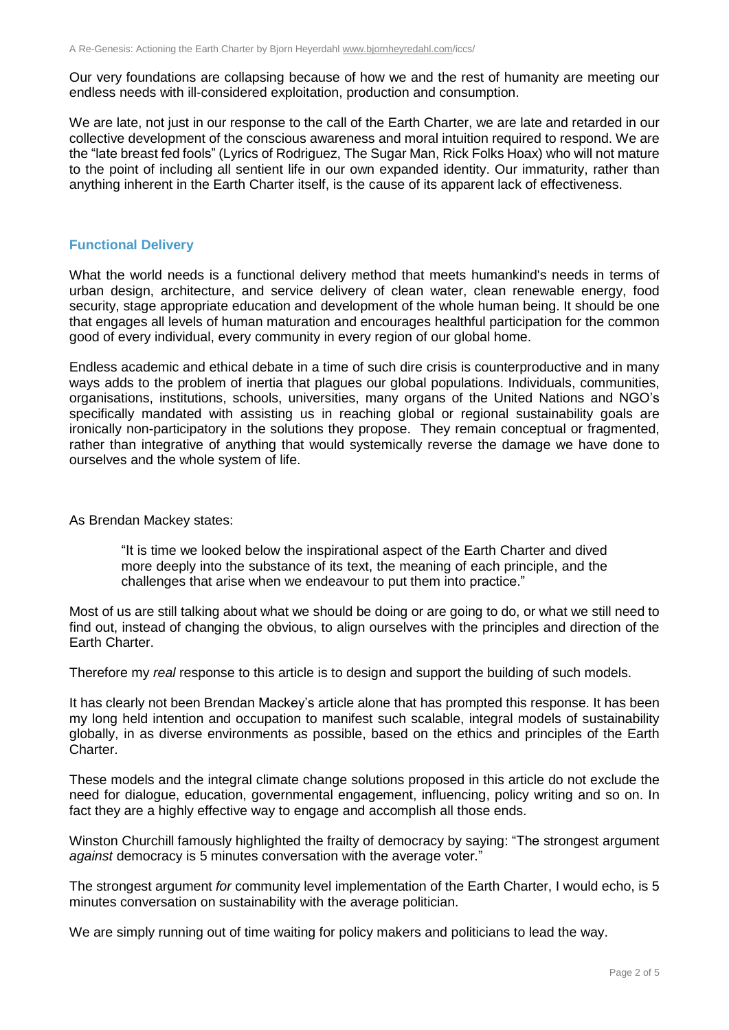Our very foundations are collapsing because of how we and the rest of humanity are meeting our endless needs with ill-considered exploitation, production and consumption.

We are late, not just in our response to the call of the Earth Charter, we are late and retarded in our collective development of the conscious awareness and moral intuition required to respond. We are the "late breast fed fools" (Lyrics of Rodriguez, The Sugar Man, Rick Folks Hoax) who will not mature to the point of including all sentient life in our own expanded identity. Our immaturity, rather than anything inherent in the Earth Charter itself, is the cause of its apparent lack of effectiveness.

## Functional Delivery

What the world needs is a functional delivery method that meets humankind's needs in terms of urban design, architecture, and service delivery of clean water, clean renewable energy, food security, stage appropriate education and development of the whole human being. It should be one that engages all levels of human maturation and encourages healthful participation for the common good of every individual, every community in every region of our global home.

Endless academic and ethical debate in a time of such dire crisis is counterproductive and in many ways adds to the problem of inertia that plagues our global populations. Individuals, communities, organisations, institutions, schools, universities, many organs of the United Nations and NGO's specifically mandated with assisting us in reaching global or regional sustainability goals are ironically non-participatory in the solutions they propose. They remain conceptual or fragmented, rather than integrative of anything that would systemically reverse the damage we have done to ourselves and the whole system of life.

As Brendan Mackey states:

> "It is time we looked below the inspirational aspect of the Earth Charter and dived more deeply into the substance of its text, the meaning of each principle, and the challenges that arise when we endeavour to put them into practice."

Most of us are still talking about what we should be doing or are going to do, or what we still need to find out, instead of changing the obvious, to align ourselves with the principles and direction of the Earth Charter.

Therefore my *real* response to this article is to design and support the building of such models.

It has clearly not been Brendan Mackey's article alone that has prompted this response. It has been my long held intention and occupation to manifest such scalable, integral models of sustainability globally, in as diverse environments as possible, based on the ethics and principles of the Earth Charter.

These models and the integral climate change solutions proposed in this article do not exclude the need for dialogue, education, governmental engagement, influencing, policy writing and so on. In fact they are a highly effective way to engage and accomplish all those ends.

Winston Churchill famously highlighted the frailty of democracy by saying: "The strongest argument *against* democracy is 5 minutes conversation with the average voter."

The strongest argument *for* community level implementation of the Earth Charter, I would echo, is 5 minutes conversation on sustainability with the average politician.

We are simply running out of time waiting for policy makers and politicians to lead the way.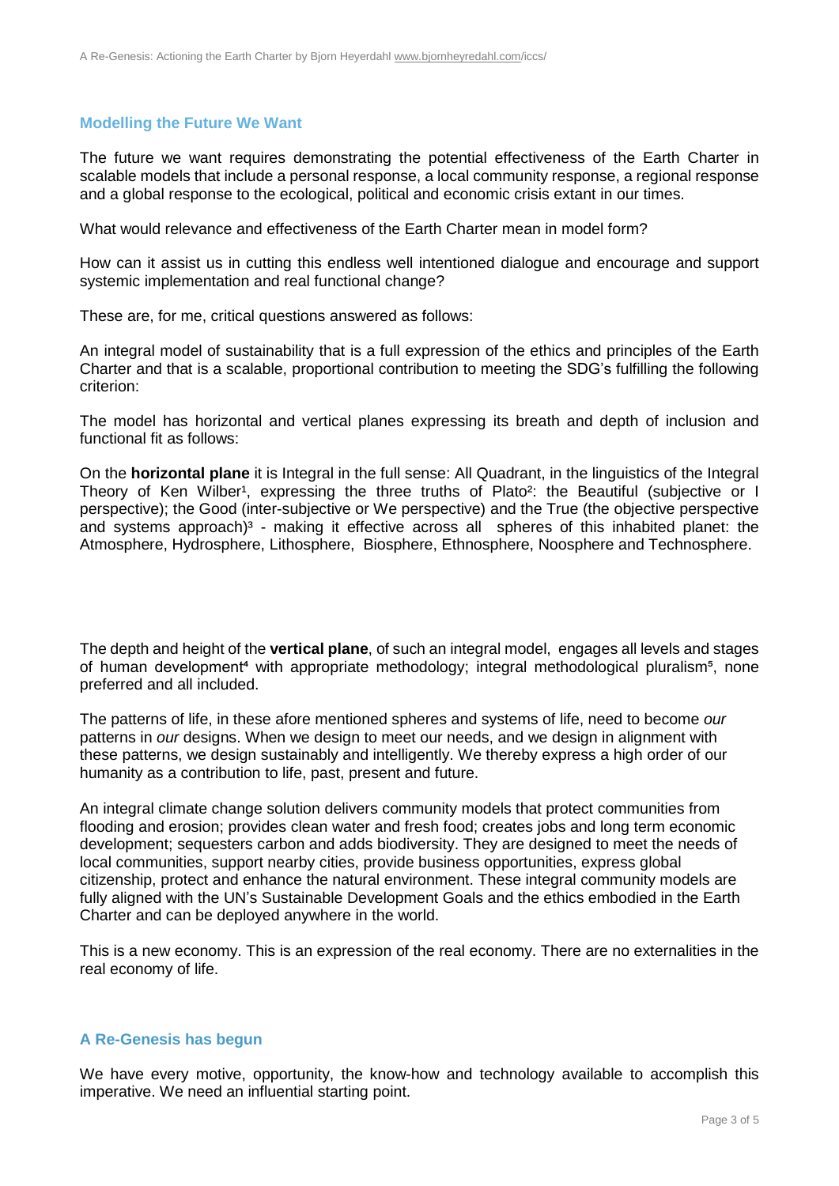## Modelling the Future We Want

The future we want requires demonstrating the potential effectiveness of the Earth Charter in scalable models that include a personal response, a local community response, a regional response and a global response to the ecological, political and economic crisis extant in our times.

What would relevance and effectiveness of the Earth Charter mean in model form?

How can it assist us in cutting this endless well intentioned dialogue and encourage and support systemic implementation and real functional change?

These are, for me, critical questions answered as follows:

An integral model of sustainability that is a full expression of the ethics and principles of the Earth Charter and that is a scalable, proportional contribution to meeting the SDG's fulfilling the following criterion:

The model has horizontal and vertical planes expressing its breath and depth of inclusion and functional fit as follows:

On the **horizontal plane** it is Integral in the full sense: All Quadrant, in the linguistics of the Integral Theory of Ken Wilber[1], expressing the three truths of Plato[2]: the Beautiful (subjective or I perspective); the Good (inter-subjective or We perspective) and the True (the objective perspective and systems approach)[3] - making it effective across all spheres of this inhabited planet: the Atmosphere, Hydrosphere, Lithosphere, Biosphere, Ethnosphere, Noosphere and Technosphere.

The depth and height of the **vertical plane**, of such an integral model, engages all levels and stages of human development[4] with appropriate methodology; integral methodological pluralism[5], none preferred and all included.

The patterns of life, in these afore mentioned spheres and systems of life, need to become *our* patterns in *our* designs. When we design to meet our needs, and we design in alignment with these patterns, we design sustainably and intelligently. We thereby express a high order of our humanity as a contribution to life, past, present and future.

An integral climate change solution delivers community models that protect communities from flooding and erosion; provides clean water and fresh food; creates jobs and long term economic development; sequesters carbon and adds biodiversity. They are designed to meet the needs of local communities, support nearby cities, provide business opportunities, express global citizenship, protect and enhance the natural environment. These integral community models are fully aligned with the UN's Sustainable Development Goals and the ethics embodied in the Earth Charter and can be deployed anywhere in the world.

This is a new economy. This is an expression of the real economy. There are no externalities in the real economy of life.

## A Re-Genesis has begun

We have every motive, opportunity, the know-how and technology available to accomplish this imperative. We need an influential starting point.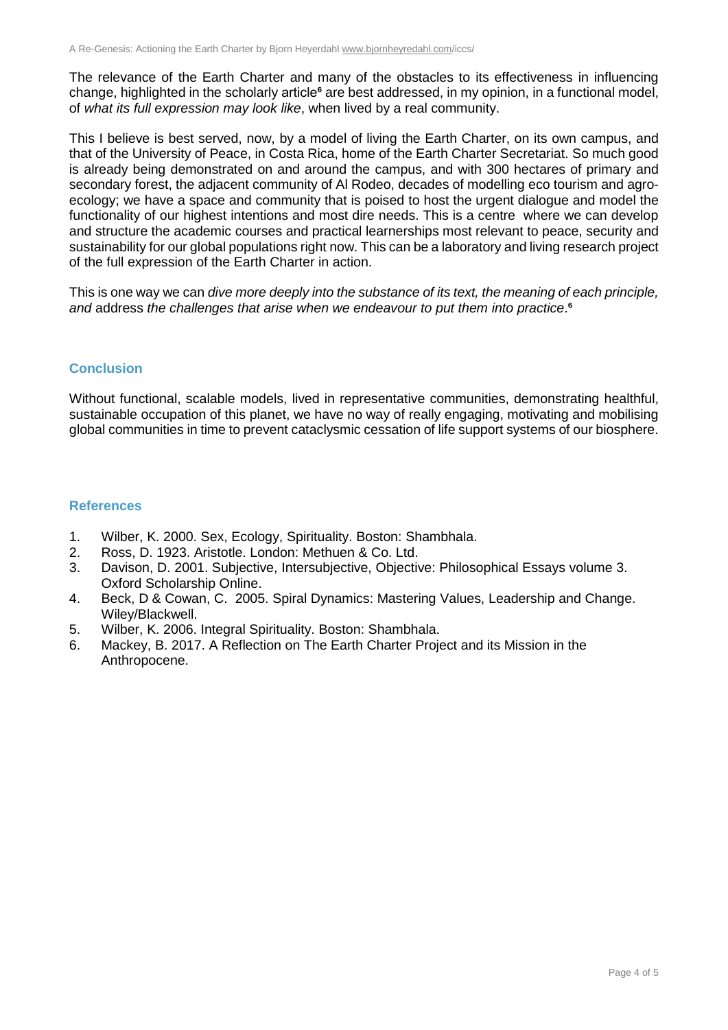The relevance of the Earth Charter and many of the obstacles to its effectiveness in influencing change, highlighted in the scholarly article[6] are best addressed, in my opinion, in a functional model, of *what its full expression may look like*, when lived by a real community.

This I believe is best served, now, by a model of living the Earth Charter, on its own campus, and that of the University of Peace, in Costa Rica, home of the Earth Charter Secretariat. So much good is already being demonstrated on and around the campus, and with 300 hectares of primary and secondary forest, the adjacent community of Al Rodeo, decades of modelling eco tourism and agro-ecology; we have a space and community that is poised to host the urgent dialogue and model the functionality of our highest intentions and most dire needs. This is a centre where we can develop and structure the academic courses and practical learnerships most relevant to peace, security and sustainability for our global populations right now. This can be a laboratory and living research project of the full expression of the Earth Charter in action.

This is one way we can *dive more deeply into the substance of its text, the meaning of each principle, and* address *the challenges that arise when we endeavour to put them into practice*.[6]

## Conclusion

Without functional, scalable models, lived in representative communities, demonstrating healthful, sustainable occupation of this planet, we have no way of really engaging, motivating and mobilising global communities in time to prevent cataclysmic cessation of life support systems of our biosphere.

## References

1. Wilber, K. 2000. Sex, Ecology, Spirituality. Boston: Shambhala.
2. Ross, D. 1923. Aristotle. London: Methuen & Co. Ltd.
3. Davison, D. 2001. Subjective, Intersubjective, Objective: Philosophical Essays volume 3. Oxford Scholarship Online.
4. Beck, D & Cowan, C. 2005. Spiral Dynamics: Mastering Values, Leadership and Change. Wiley/Blackwell.
5. Wilber, K. 2006. Integral Spirituality. Boston: Shambhala.
6. Mackey, B. 2017. A Reflection on The Earth Charter Project and its Mission in the Anthropocene.